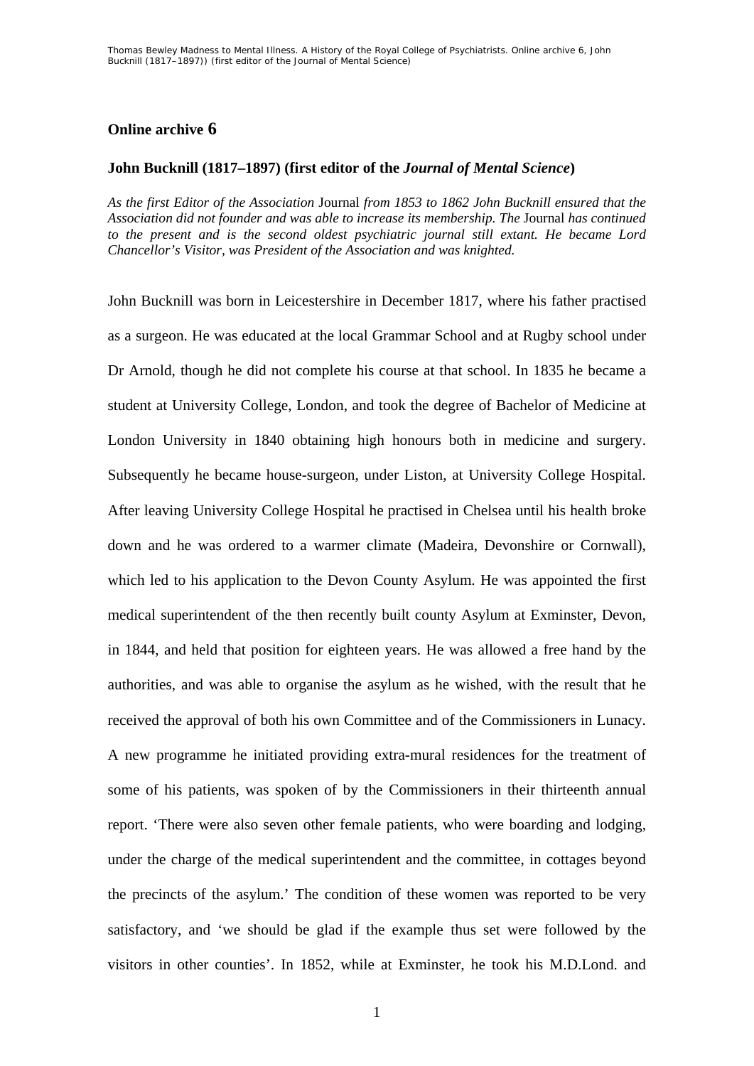## Online archive 6

### John Bucknill (1817–1897) (first editor of the *Journal of Mental Science*)

*As the first Editor of the Association* Journal *from 1853 to 1862 John Bucknill ensured that the Association did not founder and was able to increase its membership. The* Journal *has continued to the present and is the second oldest psychiatric journal still extant. He became Lord Chancellor's Visitor, was President of the Association and was knighted.*

John Bucknill was born in Leicestershire in December 1817, where his father practised as a surgeon. He was educated at the local Grammar School and at Rugby school under Dr Arnold, though he did not complete his course at that school. In 1835 he became a student at University College, London, and took the degree of Bachelor of Medicine at London University in 1840 obtaining high honours both in medicine and surgery. Subsequently he became house-surgeon, under Liston, at University College Hospital. After leaving University College Hospital he practised in Chelsea until his health broke down and he was ordered to a warmer climate (Madeira, Devonshire or Cornwall), which led to his application to the Devon County Asylum. He was appointed the first medical superintendent of the then recently built county Asylum at Exminster, Devon, in 1844, and held that position for eighteen years. He was allowed a free hand by the authorities, and was able to organise the asylum as he wished, with the result that he received the approval of both his own Committee and of the Commissioners in Lunacy. A new programme he initiated providing extra-mural residences for the treatment of some of his patients, was spoken of by the Commissioners in their thirteenth annual report. 'There were also seven other female patients, who were boarding and lodging, under the charge of the medical superintendent and the committee, in cottages beyond the precincts of the asylum.' The condition of these women was reported to be very satisfactory, and 'we should be glad if the example thus set were followed by the visitors in other counties'. In 1852, while at Exminster, he took his M.D.Lond. and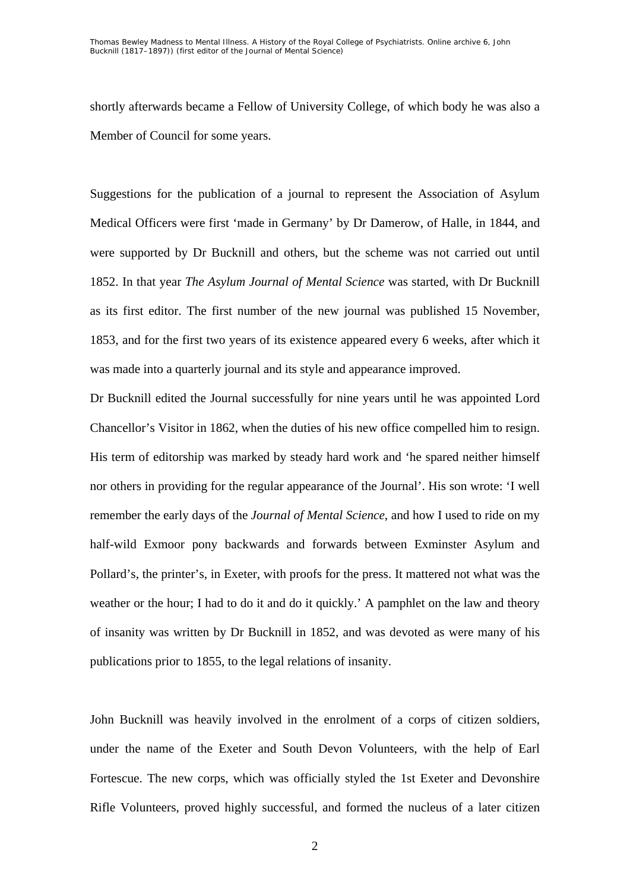shortly afterwards became a Fellow of University College, of which body he was also a Member of Council for some years.

Suggestions for the publication of a journal to represent the Association of Asylum Medical Officers were first 'made in Germany' by Dr Damerow, of Halle, in 1844, and were supported by Dr Bucknill and others, but the scheme was not carried out until 1852. In that year *The Asylum Journal of Mental Science* was started, with Dr Bucknill as its first editor. The first number of the new journal was published 15 November, 1853, and for the first two years of its existence appeared every 6 weeks, after which it was made into a quarterly journal and its style and appearance improved.

Dr Bucknill edited the Journal successfully for nine years until he was appointed Lord Chancellor's Visitor in 1862, when the duties of his new office compelled him to resign. His term of editorship was marked by steady hard work and 'he spared neither himself nor others in providing for the regular appearance of the Journal'. His son wrote: 'I well remember the early days of the *Journal of Mental Science*, and how I used to ride on my half-wild Exmoor pony backwards and forwards between Exminster Asylum and Pollard's, the printer's, in Exeter, with proofs for the press. It mattered not what was the weather or the hour; I had to do it and do it quickly.' A pamphlet on the law and theory of insanity was written by Dr Bucknill in 1852, and was devoted as were many of his publications prior to 1855, to the legal relations of insanity.

John Bucknill was heavily involved in the enrolment of a corps of citizen soldiers, under the name of the Exeter and South Devon Volunteers, with the help of Earl Fortescue. The new corps, which was officially styled the 1st Exeter and Devonshire Rifle Volunteers, proved highly successful, and formed the nucleus of a later citizen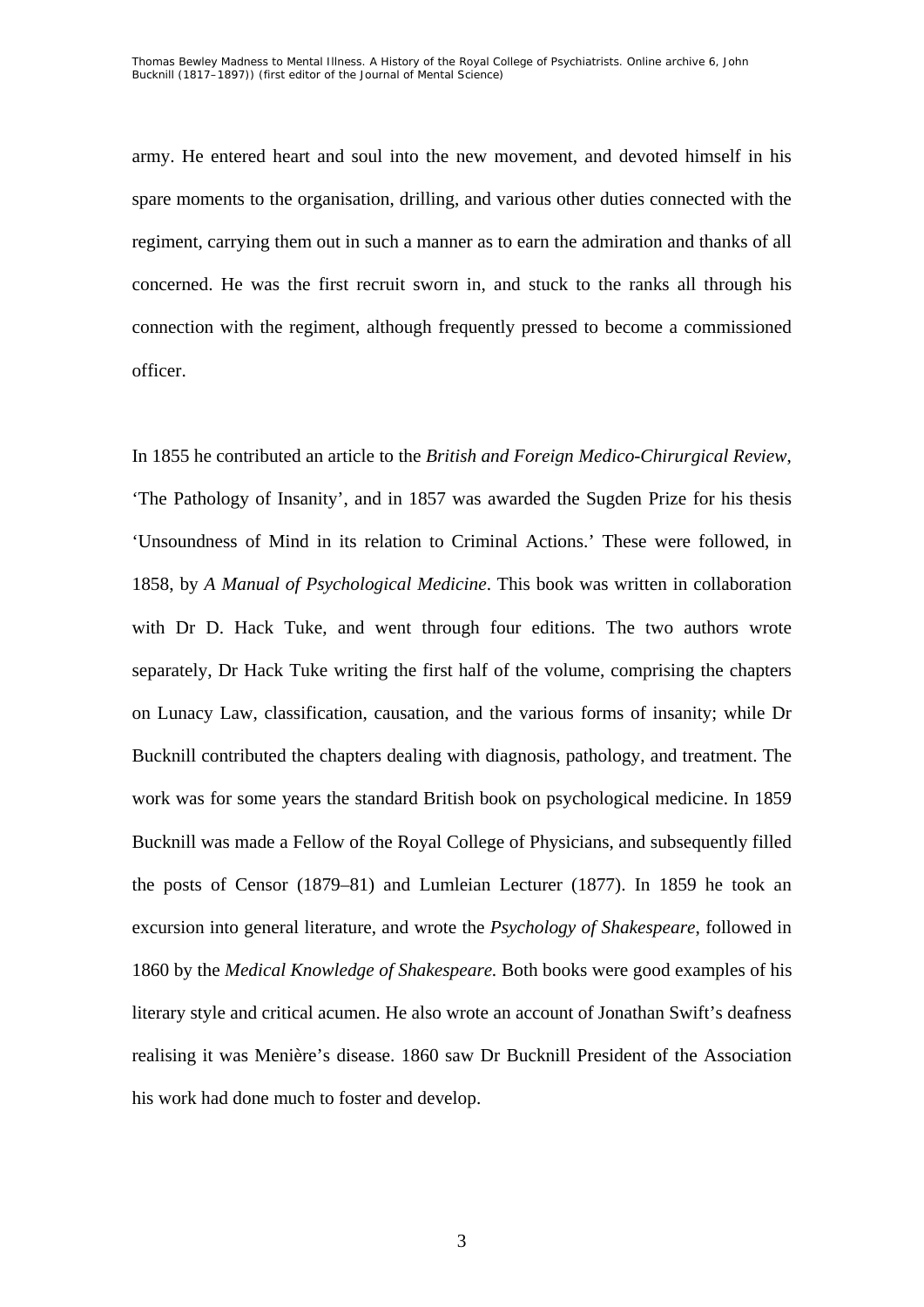army. He entered heart and soul into the new movement, and devoted himself in his spare moments to the organisation, drilling, and various other duties connected with the regiment, carrying them out in such a manner as to earn the admiration and thanks of all concerned. He was the first recruit sworn in, and stuck to the ranks all through his connection with the regiment, although frequently pressed to become a commissioned officer.

In 1855 he contributed an article to the *British and Foreign Medico-Chirurgical Review*, 'The Pathology of Insanity', and in 1857 was awarded the Sugden Prize for his thesis 'Unsoundness of Mind in its relation to Criminal Actions.' These were followed, in 1858, by *A Manual of Psychological Medicine*. This book was written in collaboration with Dr D. Hack Tuke, and went through four editions. The two authors wrote separately, Dr Hack Tuke writing the first half of the volume, comprising the chapters on Lunacy Law, classification, causation, and the various forms of insanity; while Dr Bucknill contributed the chapters dealing with diagnosis, pathology, and treatment. The work was for some years the standard British book on psychological medicine. In 1859 Bucknill was made a Fellow of the Royal College of Physicians, and subsequently filled the posts of Censor (1879–81) and Lumleian Lecturer (1877). In 1859 he took an excursion into general literature, and wrote the *Psychology of Shakespeare*, followed in 1860 by the *Medical Knowledge of Shakespeare.* Both books were good examples of his literary style and critical acumen. He also wrote an account of Jonathan Swift's deafness realising it was Menière's disease. 1860 saw Dr Bucknill President of the Association his work had done much to foster and develop.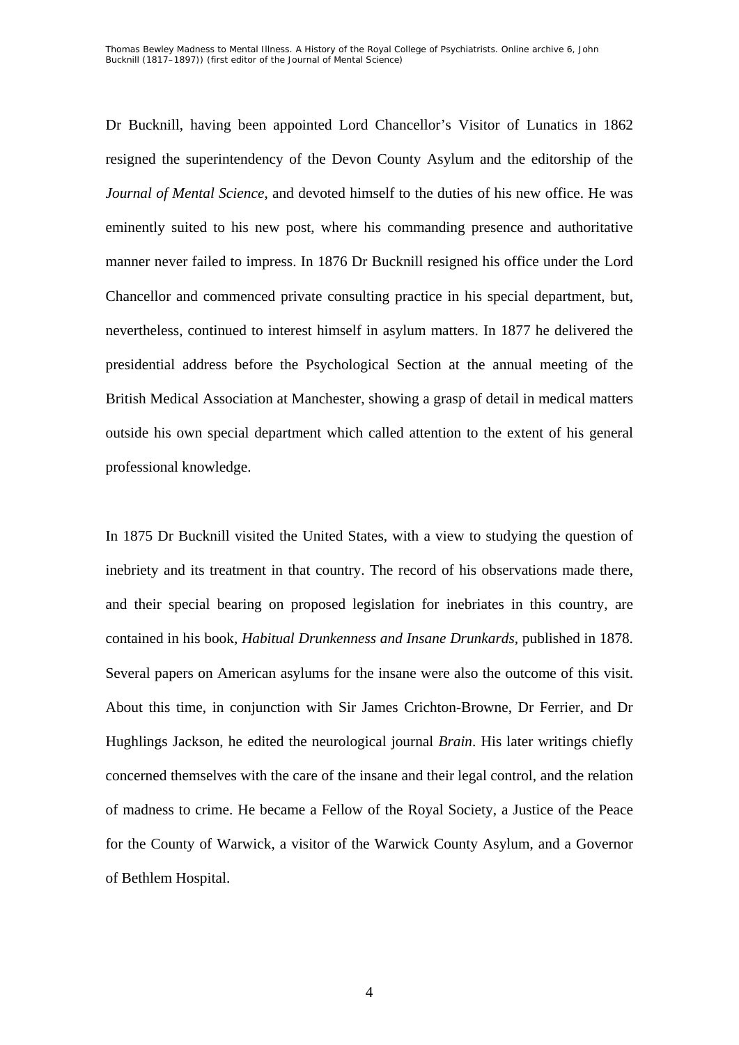Dr Bucknill, having been appointed Lord Chancellor's Visitor of Lunatics in 1862 resigned the superintendency of the Devon County Asylum and the editorship of the *Journal of Mental Science*, and devoted himself to the duties of his new office. He was eminently suited to his new post, where his commanding presence and authoritative manner never failed to impress. In 1876 Dr Bucknill resigned his office under the Lord Chancellor and commenced private consulting practice in his special department, but, nevertheless, continued to interest himself in asylum matters. In 1877 he delivered the presidential address before the Psychological Section at the annual meeting of the British Medical Association at Manchester, showing a grasp of detail in medical matters outside his own special department which called attention to the extent of his general professional knowledge.

In 1875 Dr Bucknill visited the United States, with a view to studying the question of inebriety and its treatment in that country. The record of his observations made there, and their special bearing on proposed legislation for inebriates in this country, are contained in his book, *Habitual Drunkenness and Insane Drunkards*, published in 1878. Several papers on American asylums for the insane were also the outcome of this visit. About this time, in conjunction with Sir James Crichton-Browne, Dr Ferrier, and Dr Hughlings Jackson, he edited the neurological journal *Brain*. His later writings chiefly concerned themselves with the care of the insane and their legal control, and the relation of madness to crime. He became a Fellow of the Royal Society, a Justice of the Peace for the County of Warwick, a visitor of the Warwick County Asylum, and a Governor of Bethlem Hospital.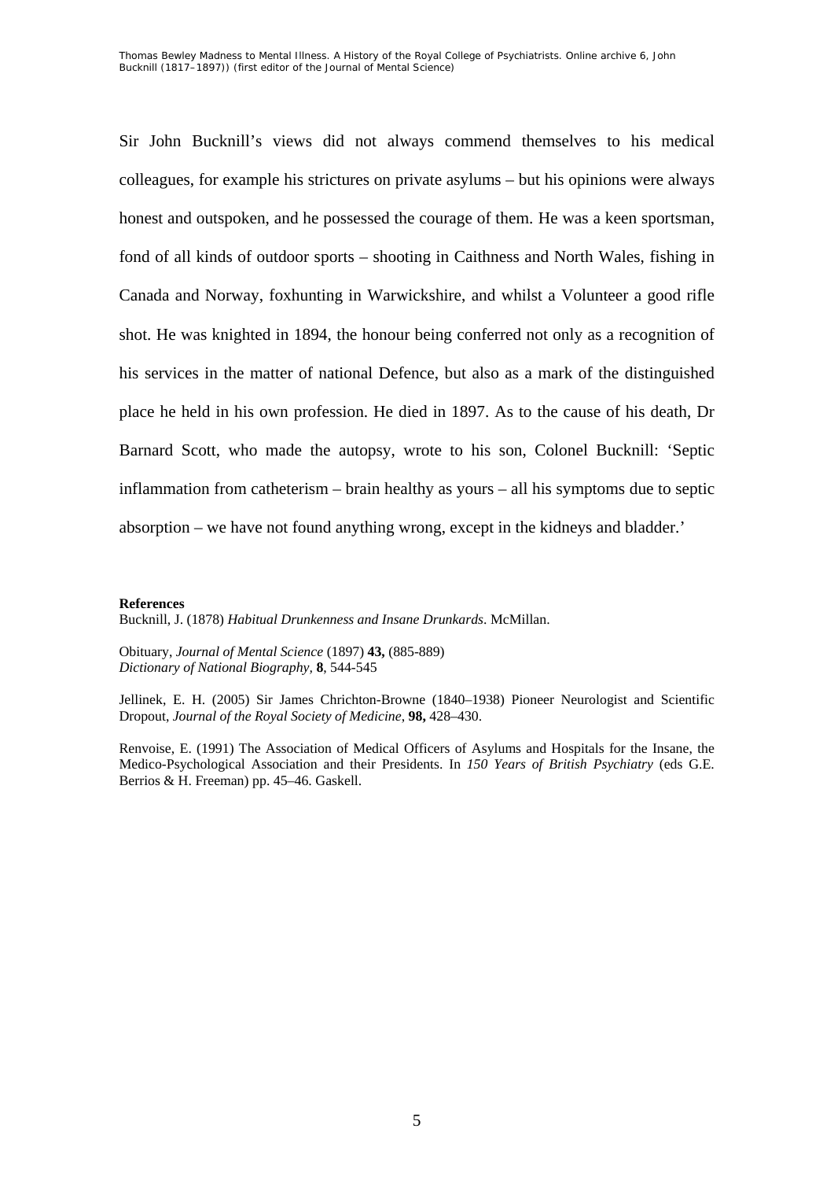Sir John Bucknill's views did not always commend themselves to his medical colleagues, for example his strictures on private asylums – but his opinions were always honest and outspoken, and he possessed the courage of them. He was a keen sportsman, fond of all kinds of outdoor sports – shooting in Caithness and North Wales, fishing in Canada and Norway, foxhunting in Warwickshire, and whilst a Volunteer a good rifle shot. He was knighted in 1894, the honour being conferred not only as a recognition of his services in the matter of national Defence, but also as a mark of the distinguished place he held in his own profession. He died in 1897. As to the cause of his death, Dr Barnard Scott, who made the autopsy, wrote to his son, Colonel Bucknill: 'Septic inflammation from catheterism – brain healthy as yours – all his symptoms due to septic absorption – we have not found anything wrong, except in the kidneys and bladder.'

**References**

Bucknill, J. (1878) *Habitual Drunkenness and Insane Drunkards*. McMillan.

Obituary, *Journal of Mental Science* (1897) **43,** (885-889)
*Dictionary of National Biography*, **8**, 544-545

Jellinek, E. H. (2005) Sir James Chrichton-Browne (1840–1938) Pioneer Neurologist and Scientific Dropout, *Journal of the Royal Society of Medicine,* **98,** 428–430.

Renvoise, E. (1991) The Association of Medical Officers of Asylums and Hospitals for the Insane, the Medico-Psychological Association and their Presidents. In *150 Years of British Psychiatry* (eds G.E. Berrios & H. Freeman) pp. 45–46. Gaskell.